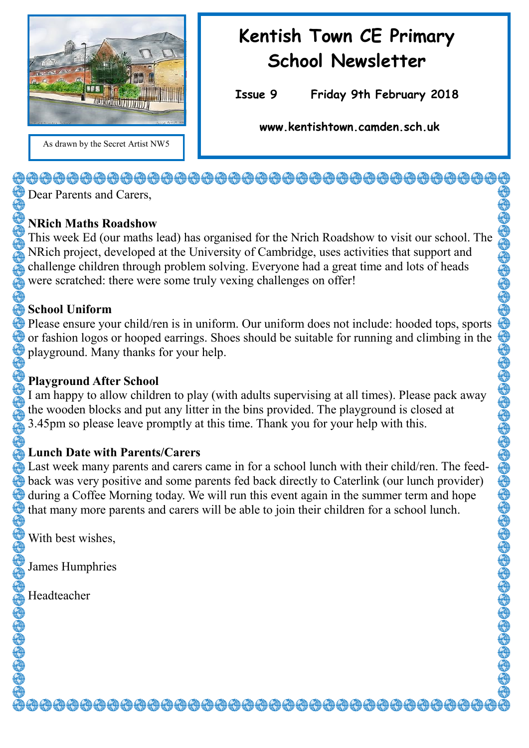As drawn by the Secret Artist NW5

# Kentish Town CE Primary School Newsletter

**Issue 9 Friday 9th February 2018**

**www.kentishtown.camden.sch.uk**

Dear Parents and Carers,

**NRich Maths Roadshow**

This week Ed (our maths lead) has organised for the Nrich Roadshow to visit our school. The NRich project, developed at the University of Cambridge, uses activities that support and challenge children through problem solving. Everyone had a great time and lots of heads were scratched: there were some truly vexing challenges on offer!

**School Uniform**

Please ensure your child/ren is in uniform. Our uniform does not include: hooded tops, sports or fashion logos or hooped earrings. Shoes should be suitable for running and climbing in the playground. Many thanks for your help.

**Playground After School**

I am happy to allow children to play (with adults supervising at all times). Please pack away the wooden blocks and put any litter in the bins provided. The playground is closed at 3.45pm so please leave promptly at this time. Thank you for your help with this.

**Lunch Date with Parents/Carers**

Last week many parents and carers came in for a school lunch with their child/ren. The feedback was very positive and some parents fed back directly to Caterlink (our lunch provider) during a Coffee Morning today. We will run this event again in the summer term and hope that many more parents and carers will be able to join their children for a school lunch.

With best wishes,

James Humphries

Headteacher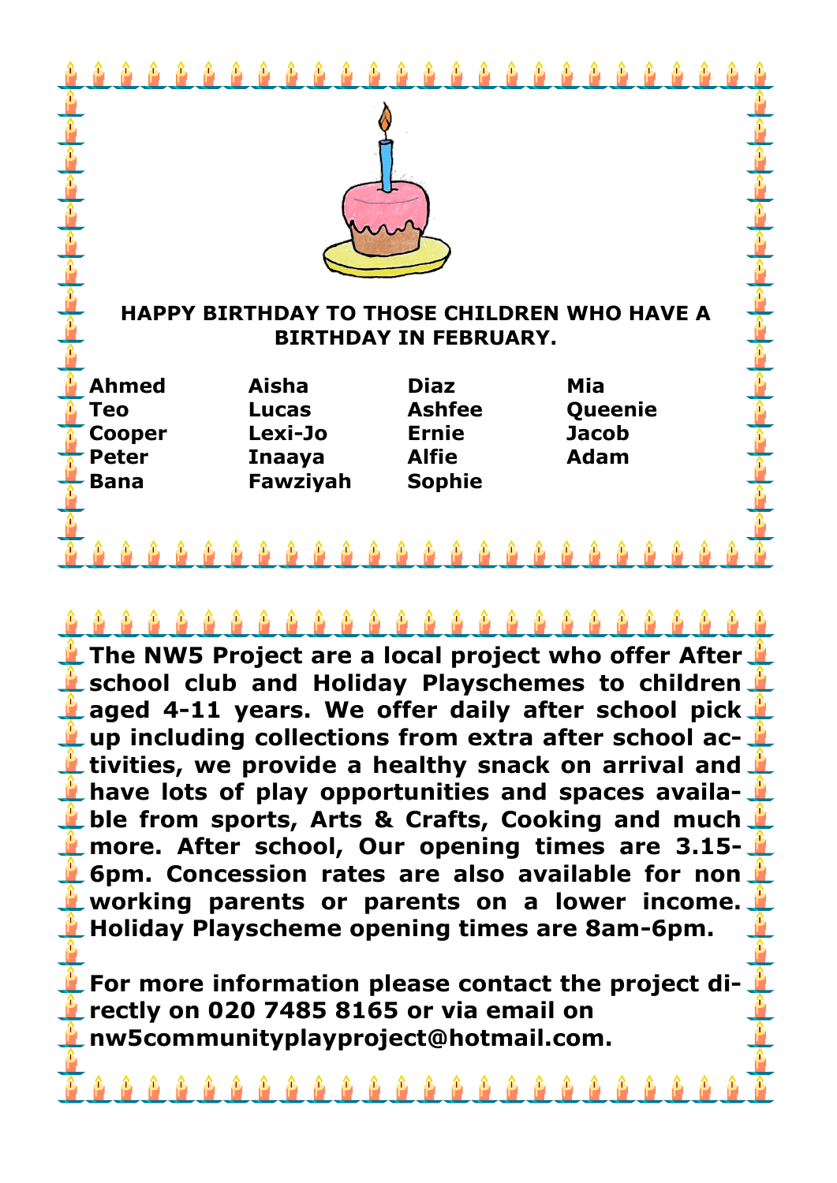**HAPPY BIRTHDAY TO THOSE CHILDREN WHO HAVE A BIRTHDAY IN FEBRUARY.**

| | | | |
|---|---|---|---|
| **Ahmed** | **Aisha** | **Diaz** | **Mia** |
| **Teo** | **Lucas** | **Ashfee** | **Queenie** |
| **Cooper** | **Lexi-Jo** | **Ernie** | **Jacob** |
| **Peter** | **Inaaya** | **Alfie** | **Adam** |
| **Bana** | **Fawziyah** | **Sophie** | |

**The NW5 Project are a local project who offer After school club and Holiday Playschemes to children aged 4-11 years. We offer daily after school pick up including collections from extra after school activities, we provide a healthy snack on arrival and have lots of play opportunities and spaces available from sports, Arts & Crafts, Cooking and much more. After school, Our opening times are 3.15-6pm. Concession rates are also available for non working parents or parents on a lower income. Holiday Playscheme opening times are 8am-6pm.**

**For more information please contact the project directly on 020 7485 8165 or via email on nw5communityplayproject@hotmail.com.**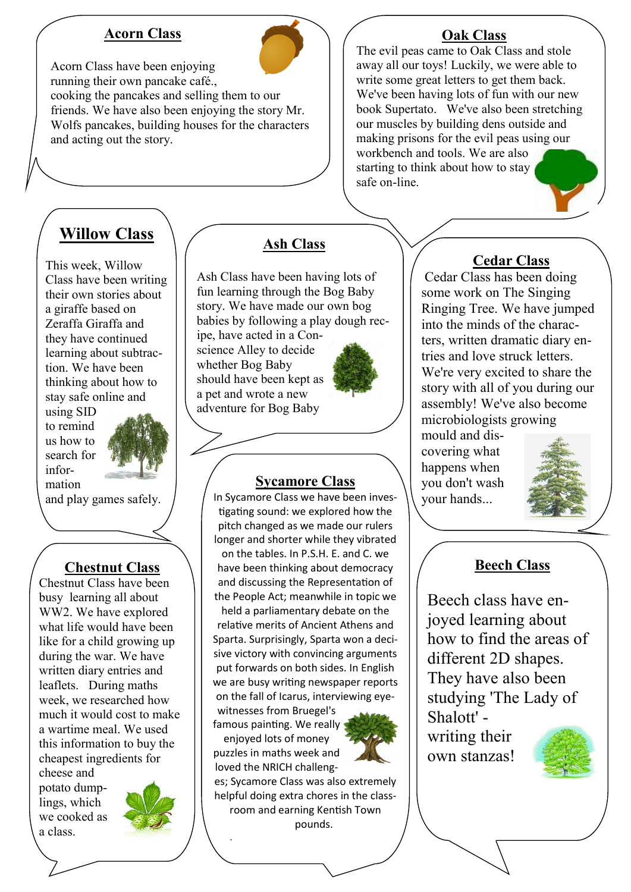## Acorn Class

Acorn Class have been enjoying running their own pancake café., cooking the pancakes and selling them to our friends. We have also been enjoying the story Mr. Wolfs pancakes, building houses for the characters and acting out the story.

## Oak Class

The evil peas came to Oak Class and stole away all our toys! Luckily, we were able to write some great letters to get them back. We've been having lots of fun with our new book Supertato. We've also been stretching our muscles by building dens outside and making prisons for the evil peas using our workbench and tools. We are also starting to think about how to stay safe on-line.

## Willow Class

This week, Willow Class have been writing their own stories about a giraffe based on Zeraffa Giraffa and they have continued learning about subtraction. We have been thinking about how to stay safe online and using SID to remind us how to search for information and play games safely.

## Ash Class

Ash Class have been having lots of fun learning through the Bog Baby story. We have made our own bog babies by following a play dough recipe, have acted in a Conscience Alley to decide whether Bog Baby should have been kept as a pet and wrote a new adventure for Bog Baby

## Cedar Class

Cedar Class has been doing some work on The Singing Ringing Tree. We have jumped into the minds of the characters, written dramatic diary entries and love struck letters. We're very excited to share the story with all of you during our assembly! We've also become microbiologists growing mould and discovering what happens when you don't wash your hands...

## Chestnut Class

Chestnut Class have been busy learning all about WW2. We have explored what life would have been like for a child growing up during the war. We have written diary entries and leaflets. During maths week, we researched how much it would cost to make a wartime meal. We used this information to buy the cheapest ingredients for cheese and potato dumplings, which we cooked as a class.

## Sycamore Class

In Sycamore Class we have been investigating sound: we explored how the pitch changed as we made our rulers longer and shorter while they vibrated on the tables. In P.S.H. E. and C. we have been thinking about democracy and discussing the Representation of the People Act; meanwhile in topic we held a parliamentary debate on the relative merits of Ancient Athens and Sparta. Surprisingly, Sparta won a decisive victory with convincing arguments put forwards on both sides. In English we are busy writing newspaper reports on the fall of Icarus, interviewing eye-witnesses from Bruegel's famous painting. We really enjoyed lots of money puzzles in maths week and loved the NRICH challenges; Sycamore Class was also extremely helpful doing extra chores in the classroom and earning Kentish Town pounds.

## Beech Class

Beech class have enjoyed learning about how to find the areas of different 2D shapes. They have also been studying 'The Lady of Shalott' - writing their own stanzas!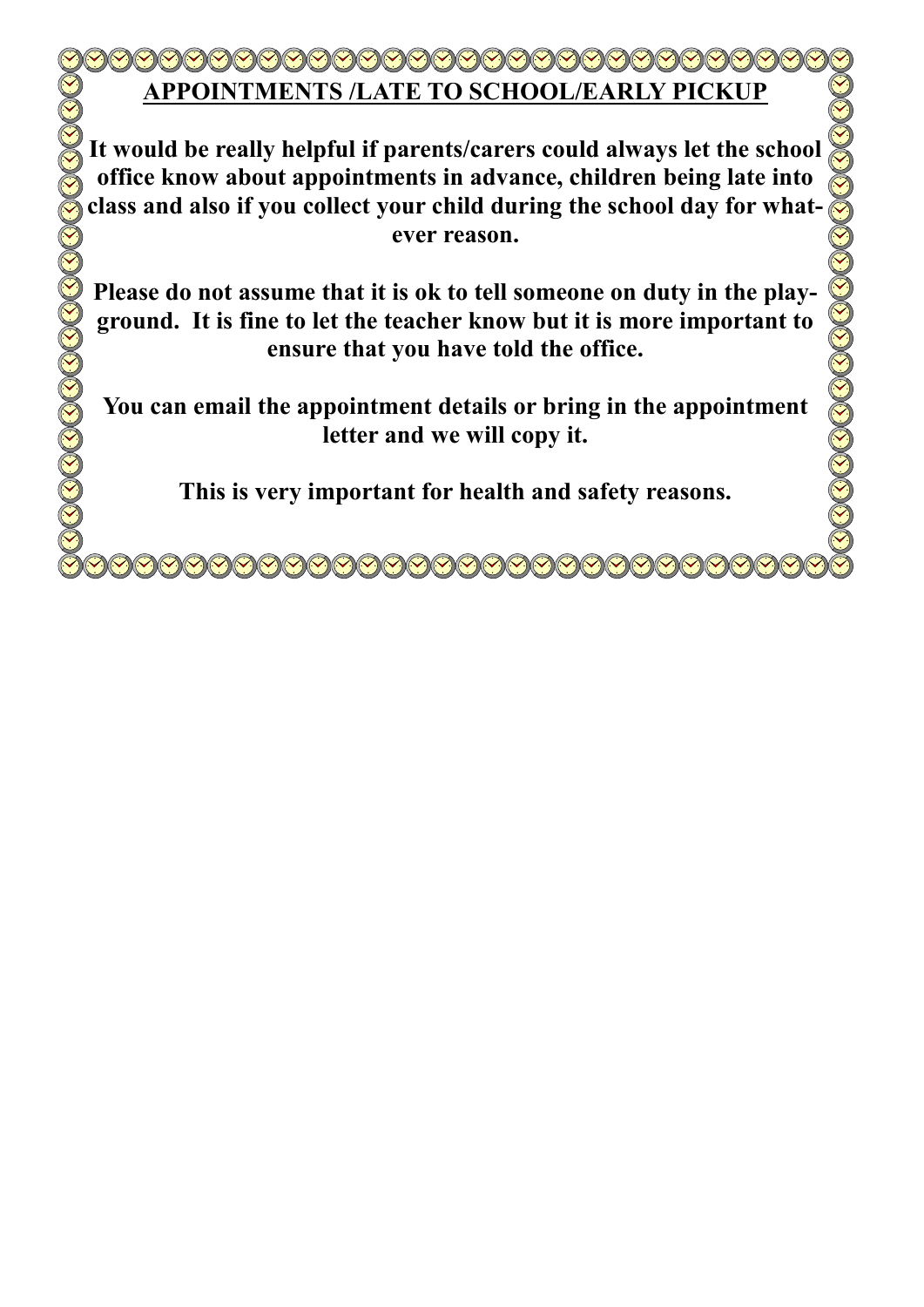## APPOINTMENTS /LATE TO SCHOOL/EARLY PICKUP

**It would be really helpful if parents/carers could always let the school office know about appointments in advance, children being late into class and also if you collect your child during the school day for whatever reason.**

**Please do not assume that it is ok to tell someone on duty in the playground. It is fine to let the teacher know but it is more important to ensure that you have told the office.**

**You can email the appointment details or bring in the appointment letter and we will copy it.**

**This is very important for health and safety reasons.**